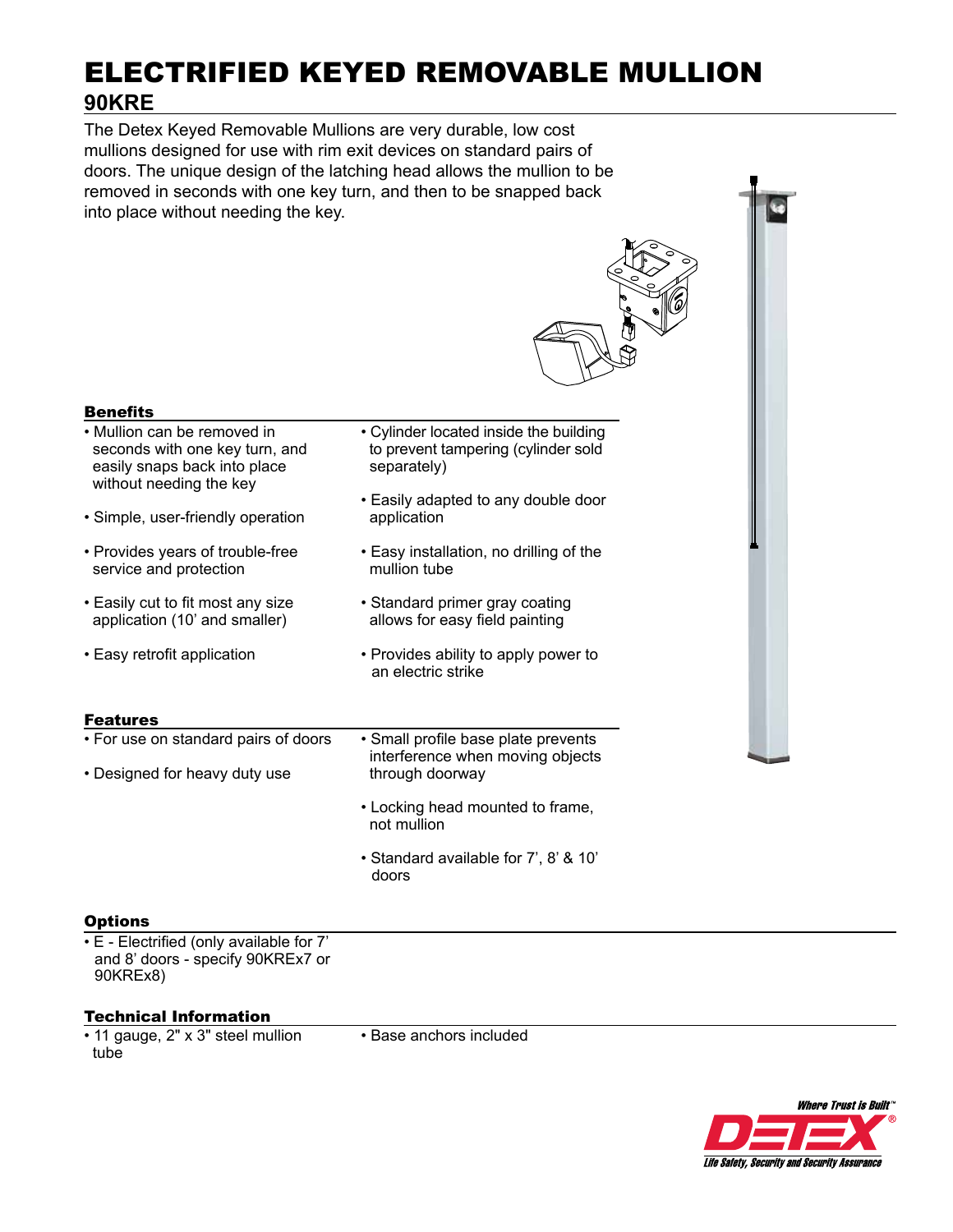# ELECTRIFIED KEYED REMOVABLE MULLION

## 90KRE

The Detex Keyed Removable Mullions are very durable, low cost mullions designed for use with rim exit devices on standard pairs of doors. The unique design of the latching head allows the mullion to be removed in seconds with one key turn, and then to be snapped back into place without needing the key.

### Benefits

- Mullion can be removed in seconds with one key turn, and easily snaps back into place without needing the key
- Simple, user-friendly operation
- Provides years of trouble-free service and protection
- Easily cut to fit most any size application (10' and smaller)
- Easy retrofit application
- Cylinder located inside the building to prevent tampering (cylinder sold separately)
- Easily adapted to any double door application
- Easy installation, no drilling of the mullion tube
- Standard primer gray coating allows for easy field painting
- Provides ability to apply power to an electric strike

### Features

- For use on standard pairs of doors
- Designed for heavy duty use
- Small profile base plate prevents interference when moving objects through doorway
- Locking head mounted to frame, not mullion
- Standard available for 7', 8' & 10' doors

### Options

- E - Electrified (only available for 7' and 8' doors - specify 90KREx7 or 90KREx8)

### Technical Information

- 11 gauge, 2" x 3" steel mullion tube
- Base anchors included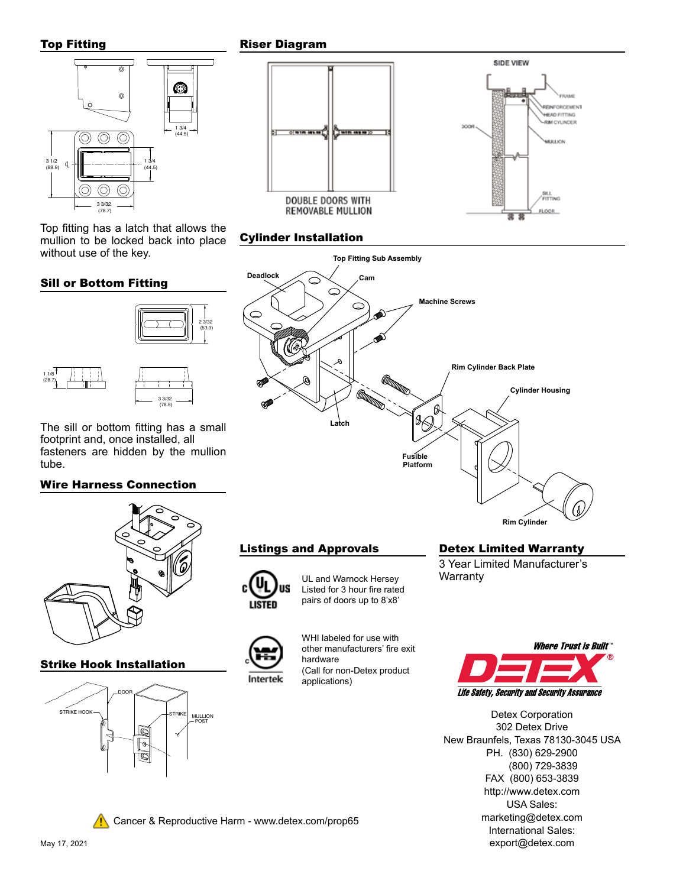## Top Fitting

1 3/4
(44.5)

3 1/2
(88.9)

1 3/4
(44.5)

3 3/32
(78.7)

Top fitting has a latch that allows the mullion to be locked back into place without use of the key.

## Sill or Bottom Fitting

2 3/32
(53.3)

1 1/8
(28.7)

3 3/32
(78.8)

The sill or bottom fitting has a small footprint and, once installed, all fasteners are hidden by the mullion tube.

## Wire Harness Connection

## Strike Hook Installation

DOOR

STRIKE HOOK

STRIKE

MULLION POST

## Riser Diagram

DOUBLE DOORS WITH REMOVABLE MULLION

SIDE VIEW

FRAME

REINFORCEMENT

HEAD FITTING

RIM CYLINDER

DOOR

MULLION

SILL FITTING

FLOOR

## Cylinder Installation

Top Fitting Sub Assembly

Deadlock

Cam

Machine Screws

Rim Cylinder Back Plate

Cylinder Housing

Latch

Fusible Platform

Rim Cylinder

## Listings and Approvals

UL and Warnock Hersey Listed for 3 hour fire rated pairs of doors up to 8'x8'

WHI labeled for use with other manufacturers' fire exit hardware
(Call for non-Detex product applications)

## Detex Limited Warranty

3 Year Limited Manufacturer's Warranty

*Where Trust is Built™*

DETEX®

*Life Safety, Security and Security Assurance*

Detex Corporation
302 Detex Drive
New Braunfels, Texas 78130-3045 USA
PH. (830) 629-2900
(800) 729-3839
FAX (800) 653-3839
http://www.detex.com
USA Sales:
marketing@detex.com
International Sales:
export@detex.com

Cancer & Reproductive Harm - www.detex.com/prop65

May 17, 2021